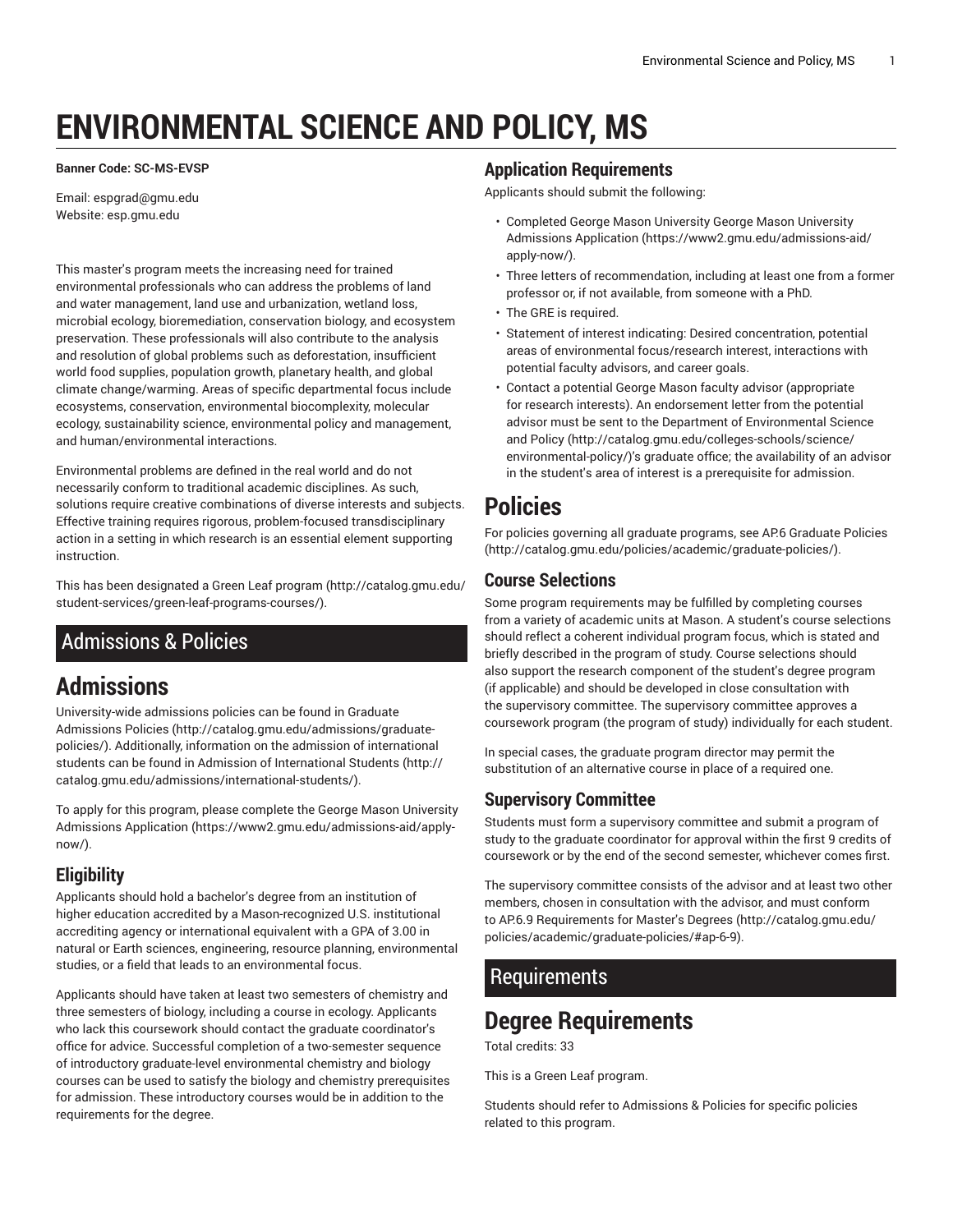# ENVIRONMENTAL SCIENCE AND POLICY, MS

**Banner Code: SC-MS-EVSP**

Email: espgrad@gmu.edu
Website: esp.gmu.edu

This master's program meets the increasing need for trained environmental professionals who can address the problems of land and water management, land use and urbanization, wetland loss, microbial ecology, bioremediation, conservation biology, and ecosystem preservation. These professionals will also contribute to the analysis and resolution of global problems such as deforestation, insufficient world food supplies, population growth, planetary health, and global climate change/warming. Areas of specific departmental focus include ecosystems, conservation, environmental biocomplexity, molecular ecology, sustainability science, environmental policy and management, and human/environmental interactions.

Environmental problems are defined in the real world and do not necessarily conform to traditional academic disciplines. As such, solutions require creative combinations of diverse interests and subjects. Effective training requires rigorous, problem-focused transdisciplinary action in a setting in which research is an essential element supporting instruction.

This has been designated a Green Leaf program (http://catalog.gmu.edu/student-services/green-leaf-programs-courses/).

## Admissions & Policies

# Admissions

University-wide admissions policies can be found in Graduate Admissions Policies (http://catalog.gmu.edu/admissions/graduate-policies/). Additionally, information on the admission of international students can be found in Admission of International Students (http://catalog.gmu.edu/admissions/international-students/).

To apply for this program, please complete the George Mason University Admissions Application (https://www2.gmu.edu/admissions-aid/apply-now/).

### Eligibility

Applicants should hold a bachelor's degree from an institution of higher education accredited by a Mason-recognized U.S. institutional accrediting agency or international equivalent with a GPA of 3.00 in natural or Earth sciences, engineering, resource planning, environmental studies, or a field that leads to an environmental focus.

Applicants should have taken at least two semesters of chemistry and three semesters of biology, including a course in ecology. Applicants who lack this coursework should contact the graduate coordinator's office for advice. Successful completion of a two-semester sequence of introductory graduate-level environmental chemistry and biology courses can be used to satisfy the biology and chemistry prerequisites for admission. These introductory courses would be in addition to the requirements for the degree.

### Application Requirements

Applicants should submit the following:

- Completed George Mason University George Mason University Admissions Application (https://www2.gmu.edu/admissions-aid/apply-now/).
- Three letters of recommendation, including at least one from a former professor or, if not available, from someone with a PhD.
- The GRE is required.
- Statement of interest indicating: Desired concentration, potential areas of environmental focus/research interest, interactions with potential faculty advisors, and career goals.
- Contact a potential George Mason faculty advisor (appropriate for research interests). An endorsement letter from the potential advisor must be sent to the Department of Environmental Science and Policy (http://catalog.gmu.edu/colleges-schools/science/environmental-policy/)'s graduate office; the availability of an advisor in the student's area of interest is a prerequisite for admission.

# Policies

For policies governing all graduate programs, see AP.6 Graduate Policies (http://catalog.gmu.edu/policies/academic/graduate-policies/).

### Course Selections

Some program requirements may be fulfilled by completing courses from a variety of academic units at Mason. A student's course selections should reflect a coherent individual program focus, which is stated and briefly described in the program of study. Course selections should also support the research component of the student's degree program (if applicable) and should be developed in close consultation with the supervisory committee. The supervisory committee approves a coursework program (the program of study) individually for each student.

In special cases, the graduate program director may permit the substitution of an alternative course in place of a required one.

### Supervisory Committee

Students must form a supervisory committee and submit a program of study to the graduate coordinator for approval within the first 9 credits of coursework or by the end of the second semester, whichever comes first.

The supervisory committee consists of the advisor and at least two other members, chosen in consultation with the advisor, and must conform to AP.6.9 Requirements for Master's Degrees (http://catalog.gmu.edu/policies/academic/graduate-policies/#ap-6-9).

## Requirements

# Degree Requirements

Total credits: 33

This is a Green Leaf program.

Students should refer to Admissions & Policies for specific policies related to this program.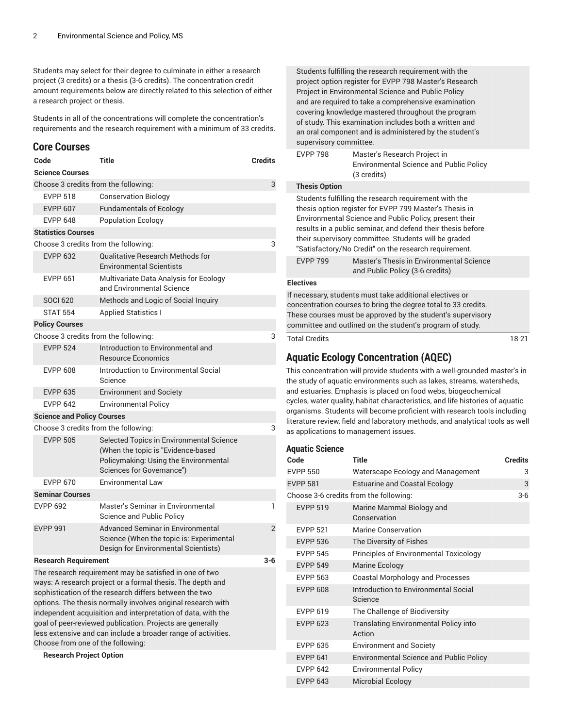Students may select for their degree to culminate in either a research project (3 credits) or a thesis (3-6 credits). The concentration credit amount requirements below are directly related to this selection of either a research project or thesis.

Students in all of the concentrations will complete the concentration's requirements and the research requirement with a minimum of 33 credits.

## Core Courses

| Code | Title | Credits |
|---|---|---|
| **Science Courses** | | |
| Choose 3 credits from the following: | | 3 |
| EVPP 518 | Conservation Biology | |
| EVPP 607 | Fundamentals of Ecology | |
| EVPP 648 | Population Ecology | |
| **Statistics Courses** | | |
| Choose 3 credits from the following: | | 3 |
| EVPP 632 | Qualitative Research Methods for Environmental Scientists | |
| EVPP 651 | Multivariate Data Analysis for Ecology and Environmental Science | |
| SOCI 620 | Methods and Logic of Social Inquiry | |
| STAT 554 | Applied Statistics I | |
| **Policy Courses** | | |
| Choose 3 credits from the following: | | 3 |
| EVPP 524 | Introduction to Environmental and Resource Economics | |
| EVPP 608 | Introduction to Environmental Social Science | |
| EVPP 635 | Environment and Society | |
| EVPP 642 | Environmental Policy | |
| **Science and Policy Courses** | | |
| Choose 3 credits from the following: | | 3 |
| EVPP 505 | Selected Topics in Environmental Science (When the topic is "Evidence-based Policymaking: Using the Environmental Sciences for Governance") | |
| EVPP 670 | Environmental Law | |
| **Seminar Courses** | | |
| EVPP 692 | Master's Seminar in Environmental Science and Public Policy | 1 |
| EVPP 991 | Advanced Seminar in Environmental Science (When the topic is: Experimental Design for Environmental Scientists) | 2 |
| **Research Requirement** | | 3-6 |
| The research requirement may be satisfied in one of two ways: A research project or a formal thesis. The depth and sophistication of the research differs between the two options. The thesis normally involves original research with independent acquisition and interpretation of data, with the goal of peer-reviewed publication. Projects are generally less extensive and can include a broader range of activities. Choose from one of the following: | | |
| **Research Project Option** | | |
| Students fulfilling the research requirement with the project option register for EVPP 798 Master's Research Project in Environmental Science and Public Policy and are required to take a comprehensive examination covering knowledge mastered throughout the program of study. This examination includes both a written and an oral component and is administered by the student's supervisory committee. | | |
| EVPP 798 | Master's Research Project in Environmental Science and Public Policy (3 credits) | |
| **Thesis Option** | | |
| Students fulfilling the research requirement with the thesis option register for EVPP 799 Master's Thesis in Environmental Science and Public Policy, present their results in a public seminar, and defend their thesis before their supervisory committee. Students will be graded "Satisfactory/No Credit" on the research requirement. | | |
| EVPP 799 | Master's Thesis in Environmental Science and Public Policy (3-6 credits) | |
| **Electives** | | |
| If necessary, students must take additional electives or concentration courses to bring the degree total to 33 credits. These courses must be approved by the student's supervisory committee and outlined on the student's program of study. | | |
| Total Credits | | 18-21 |

## Aquatic Ecology Concentration (AQEC)

This concentration will provide students with a well-grounded master's in the study of aquatic environments such as lakes, streams, watersheds, and estuaries. Emphasis is placed on food webs, biogeochemical cycles, water quality, habitat characteristics, and life histories of aquatic organisms. Students will become proficient with research tools including literature review, field and laboratory methods, and analytical tools as well as applications to management issues.

### Aquatic Science

| Code | Title | Credits |
|---|---|---|
| EVPP 550 | Waterscape Ecology and Management | 3 |
| EVPP 581 | Estuarine and Coastal Ecology | 3 |
| Choose 3-6 credits from the following: | | 3-6 |
| EVPP 519 | Marine Mammal Biology and Conservation | |
| EVPP 521 | Marine Conservation | |
| EVPP 536 | The Diversity of Fishes | |
| EVPP 545 | Principles of Environmental Toxicology | |
| EVPP 549 | Marine Ecology | |
| EVPP 563 | Coastal Morphology and Processes | |
| EVPP 608 | Introduction to Environmental Social Science | |
| EVPP 619 | The Challenge of Biodiversity | |
| EVPP 623 | Translating Environmental Policy into Action | |
| EVPP 635 | Environment and Society | |
| EVPP 641 | Environmental Science and Public Policy | |
| EVPP 642 | Environmental Policy | |
| EVPP 643 | Microbial Ecology | |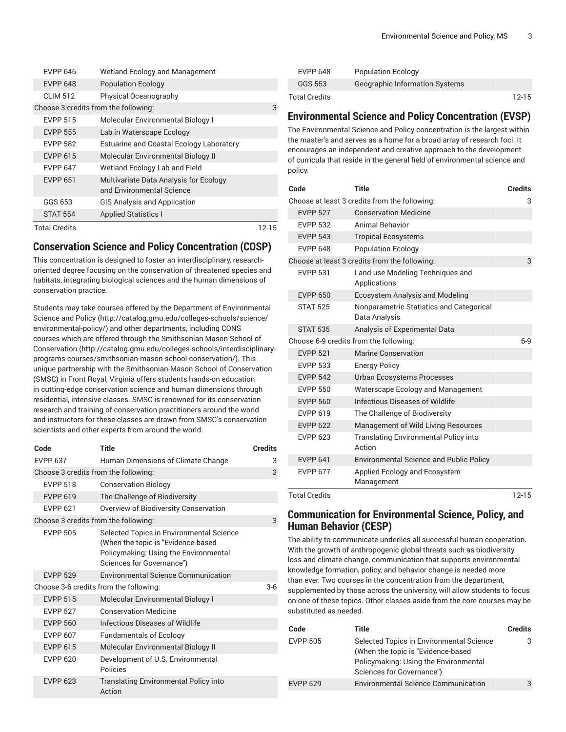| Code | Title | Credits |
|---|---|---|
| EVPP 646 | Wetland Ecology and Management | |
| EVPP 648 | Population Ecology | |
| CLIM 512 | Physical Oceanography | |
| Choose 3 credits from the following: | | 3 |
| EVPP 515 | Molecular Environmental Biology I | |
| EVPP 555 | Lab in Waterscape Ecology | |
| EVPP 582 | Estuarine and Coastal Ecology Laboratory | |
| EVPP 615 | Molecular Environmental Biology II | |
| EVPP 647 | Wetland Ecology Lab and Field | |
| EVPP 651 | Multivariate Data Analysis for Ecology and Environmental Science | |
| GGS 653 | GIS Analysis and Application | |
| STAT 554 | Applied Statistics I | |
| Total Credits | | 12-15 |

## Conservation Science and Policy Concentration (COSP)

This concentration is designed to foster an interdisciplinary, research-oriented degree focusing on the conservation of threatened species and habitats, integrating biological sciences and the human dimensions of conservation practice.

Students may take courses offered by the Department of Environmental Science and Policy (http://catalog.gmu.edu/colleges-schools/science/environmental-policy/) and other departments, including CONS courses which are offered through the Smithsonian Mason School of Conservation (http://catalog.gmu.edu/colleges-schools/interdisciplinary-programs-courses/smithsonian-mason-school-conservation/). This unique partnership with the Smithsonian-Mason School of Conservation (SMSC) in Front Royal, Virginia offers students hands-on education in cutting-edge conservation science and human dimensions through residential, intensive classes. SMSC is renowned for its conservation research and training of conservation practitioners around the world and instructors for these classes are drawn from SMSC's conservation scientists and other experts from around the world.

| Code | Title | Credits |
|---|---|---|
| EVPP 637 | Human Dimensions of Climate Change | 3 |
| Choose 3 credits from the following: | | 3 |
| EVPP 518 | Conservation Biology | |
| EVPP 619 | The Challenge of Biodiversity | |
| EVPP 621 | Overview of Biodiversity Conservation | |
| Choose 3 credits from the following: | | 3 |
| EVPP 505 | Selected Topics in Environmental Science (When the topic is "Evidence-based Policymaking: Using the Environmental Sciences for Governance") | |
| EVPP 529 | Environmental Science Communication | |
| Choose 3-6 credits from the following: | | 3-6 |
| EVPP 515 | Molecular Environmental Biology I | |
| EVPP 527 | Conservation Medicine | |
| EVPP 560 | Infectious Diseases of Wildlife | |
| EVPP 607 | Fundamentals of Ecology | |
| EVPP 615 | Molecular Environmental Biology II | |
| EVPP 620 | Development of U.S. Environmental Policies | |
| EVPP 623 | Translating Environmental Policy into Action | |
| EVPP 648 | Population Ecology | |
| GGS 553 | Geographic Information Systems | |
| Total Credits | | 12-15 |

## Environmental Science and Policy Concentration (EVSP)

The Environmental Science and Policy concentration is the largest within the master's and serves as a home for a broad array of research foci. It encourages an independent and creative approach to the development of curricula that reside in the general field of environmental science and policy.

| Code | Title | Credits |
|---|---|---|
| Choose at least 3 credits from the following: | | 3 |
| EVPP 527 | Conservation Medicine | |
| EVPP 532 | Animal Behavior | |
| EVPP 543 | Tropical Ecosystems | |
| EVPP 648 | Population Ecology | |
| Choose at least 3 credits from the following: | | 3 |
| EVPP 531 | Land-use Modeling Techniques and Applications | |
| EVPP 650 | Ecosystem Analysis and Modeling | |
| STAT 525 | Nonparametric Statistics and Categorical Data Analysis | |
| STAT 535 | Analysis of Experimental Data | |
| Choose 6-9 credits from the following: | | 6-9 |
| EVPP 521 | Marine Conservation | |
| EVPP 533 | Energy Policy | |
| EVPP 542 | Urban Ecosystems Processes | |
| EVPP 550 | Waterscape Ecology and Management | |
| EVPP 560 | Infectious Diseases of Wildlife | |
| EVPP 619 | The Challenge of Biodiversity | |
| EVPP 622 | Management of Wild Living Resources | |
| EVPP 623 | Translating Environmental Policy into Action | |
| EVPP 641 | Environmental Science and Public Policy | |
| EVPP 677 | Applied Ecology and Ecosystem Management | |
| Total Credits | | 12-15 |

## Communication for Environmental Science, Policy, and Human Behavior (CESP)

The ability to communicate underlies all successful human cooperation. With the growth of anthropogenic global threats such as biodiversity loss and climate change, communication that supports environmental knowledge formation, policy, and behavior change is needed more than ever. Two courses in the concentration from the department, supplemented by those across the university, will allow students to focus on one of these topics. Other classes aside from the core courses may be substituted as needed.

| Code | Title | Credits |
|---|---|---|
| EVPP 505 | Selected Topics in Environmental Science (When the topic is "Evidence-based Policymaking: Using the Environmental Sciences for Governance") | 3 |
| EVPP 529 | Environmental Science Communication | 3 |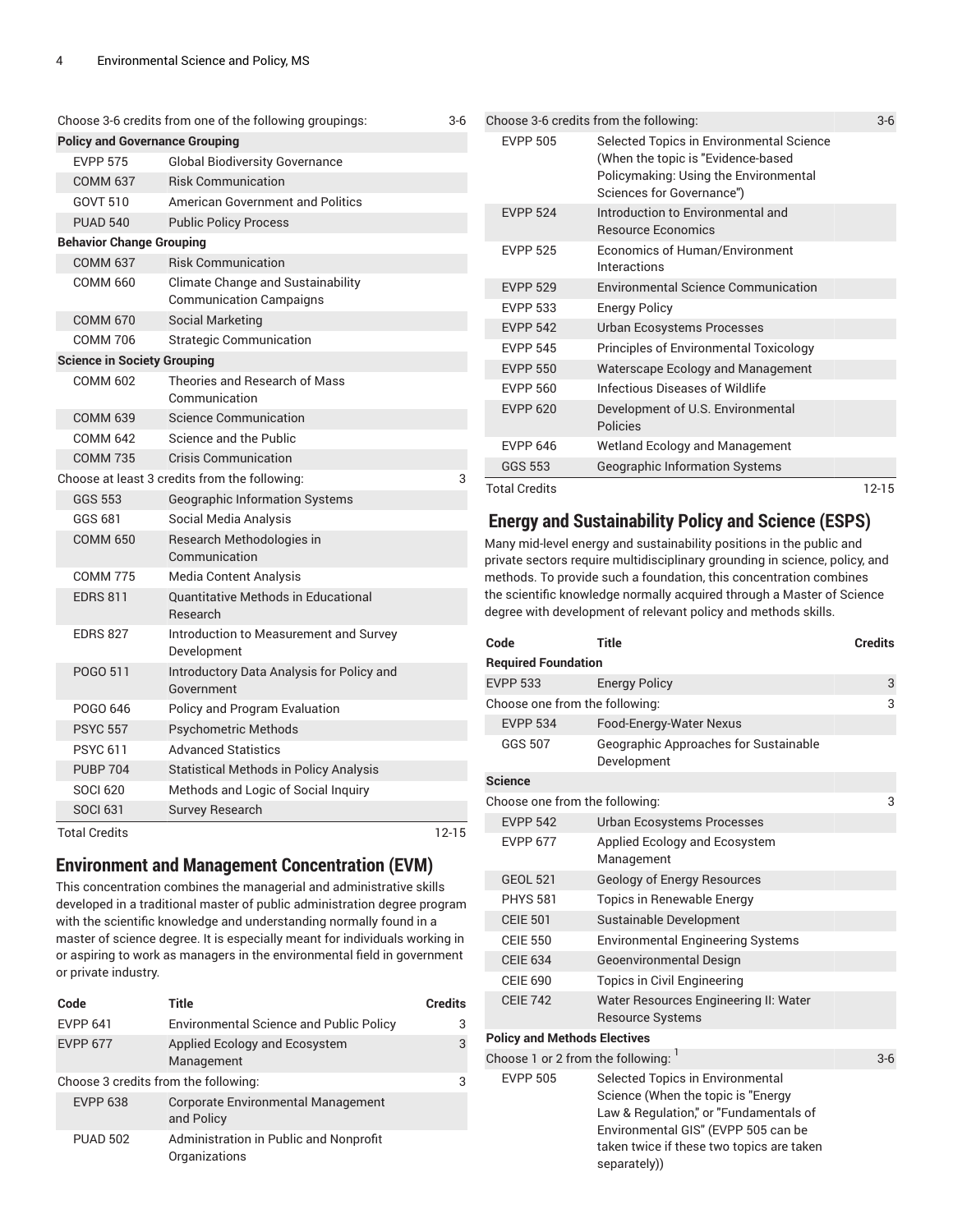| | | |
|---|---|---|
| Choose 3-6 credits from one of the following groupings: | | 3-6 |
| **Policy and Governance Grouping** | | |
| EVPP 575 | Global Biodiversity Governance | |
| COMM 637 | Risk Communication | |
| GOVT 510 | American Government and Politics | |
| PUAD 540 | Public Policy Process | |
| **Behavior Change Grouping** | | |
| COMM 637 | Risk Communication | |
| COMM 660 | Climate Change and Sustainability Communication Campaigns | |
| COMM 670 | Social Marketing | |
| COMM 706 | Strategic Communication | |
| **Science in Society Grouping** | | |
| COMM 602 | Theories and Research of Mass Communication | |
| COMM 639 | Science Communication | |
| COMM 642 | Science and the Public | |
| COMM 735 | Crisis Communication | |
| Choose at least 3 credits from the following: | | 3 |
| GGS 553 | Geographic Information Systems | |
| GGS 681 | Social Media Analysis | |
| COMM 650 | Research Methodologies in Communication | |
| COMM 775 | Media Content Analysis | |
| EDRS 811 | Quantitative Methods in Educational Research | |
| EDRS 827 | Introduction to Measurement and Survey Development | |
| POGO 511 | Introductory Data Analysis for Policy and Government | |
| POGO 646 | Policy and Program Evaluation | |
| PSYC 557 | Psychometric Methods | |
| PSYC 611 | Advanced Statistics | |
| PUBP 704 | Statistical Methods in Policy Analysis | |
| SOCI 620 | Methods and Logic of Social Inquiry | |
| SOCI 631 | Survey Research | |
| Total Credits | | 12-15 |

## Environment and Management Concentration (EVM)

This concentration combines the managerial and administrative skills developed in a traditional master of public administration degree program with the scientific knowledge and understanding normally found in a master of science degree. It is especially meant for individuals working in or aspiring to work as managers in the environmental field in government or private industry.

| Code | Title | Credits |
|---|---|---|
| EVPP 641 | Environmental Science and Public Policy | 3 |
| EVPP 677 | Applied Ecology and Ecosystem Management | 3 |
| Choose 3 credits from the following: | | 3 |
| EVPP 638 | Corporate Environmental Management and Policy | |
| PUAD 502 | Administration in Public and Nonprofit Organizations | |
| Choose 3-6 credits from the following: | | 3-6 |
| EVPP 505 | Selected Topics in Environmental Science (When the topic is "Evidence-based Policymaking: Using the Environmental Sciences for Governance") | |
| EVPP 524 | Introduction to Environmental and Resource Economics | |
| EVPP 525 | Economics of Human/Environment Interactions | |
| EVPP 529 | Environmental Science Communication | |
| EVPP 533 | Energy Policy | |
| EVPP 542 | Urban Ecosystems Processes | |
| EVPP 545 | Principles of Environmental Toxicology | |
| EVPP 550 | Waterscape Ecology and Management | |
| EVPP 560 | Infectious Diseases of Wildlife | |
| EVPP 620 | Development of U.S. Environmental Policies | |
| EVPP 646 | Wetland Ecology and Management | |
| GGS 553 | Geographic Information Systems | |
| Total Credits | | 12-15 |

## Energy and Sustainability Policy and Science (ESPS)

Many mid-level energy and sustainability positions in the public and private sectors require multidisciplinary grounding in science, policy, and methods. To provide such a foundation, this concentration combines the scientific knowledge normally acquired through a Master of Science degree with development of relevant policy and methods skills.

| Code | Title | Credits |
|---|---|---|
| **Required Foundation** | | |
| EVPP 533 | Energy Policy | 3 |
| Choose one from the following: | | 3 |
| EVPP 534 | Food-Energy-Water Nexus | |
| GGS 507 | Geographic Approaches for Sustainable Development | |
| **Science** | | |
| Choose one from the following: | | 3 |
| EVPP 542 | Urban Ecosystems Processes | |
| EVPP 677 | Applied Ecology and Ecosystem Management | |
| GEOL 521 | Geology of Energy Resources | |
| PHYS 581 | Topics in Renewable Energy | |
| CEIE 501 | Sustainable Development | |
| CEIE 550 | Environmental Engineering Systems | |
| CEIE 634 | Geoenvironmental Design | |
| CEIE 690 | Topics in Civil Engineering | |
| CEIE 742 | Water Resources Engineering II: Water Resource Systems | |
| **Policy and Methods Electives** | | |
| Choose 1 or 2 from the following: [1] | | 3-6 |
| EVPP 505 | Selected Topics in Environmental Science (When the topic is "Energy Law & Regulation," or "Fundamentals of Environmental GIS" (EVPP 505 can be taken twice if these two topics are taken separately)) | |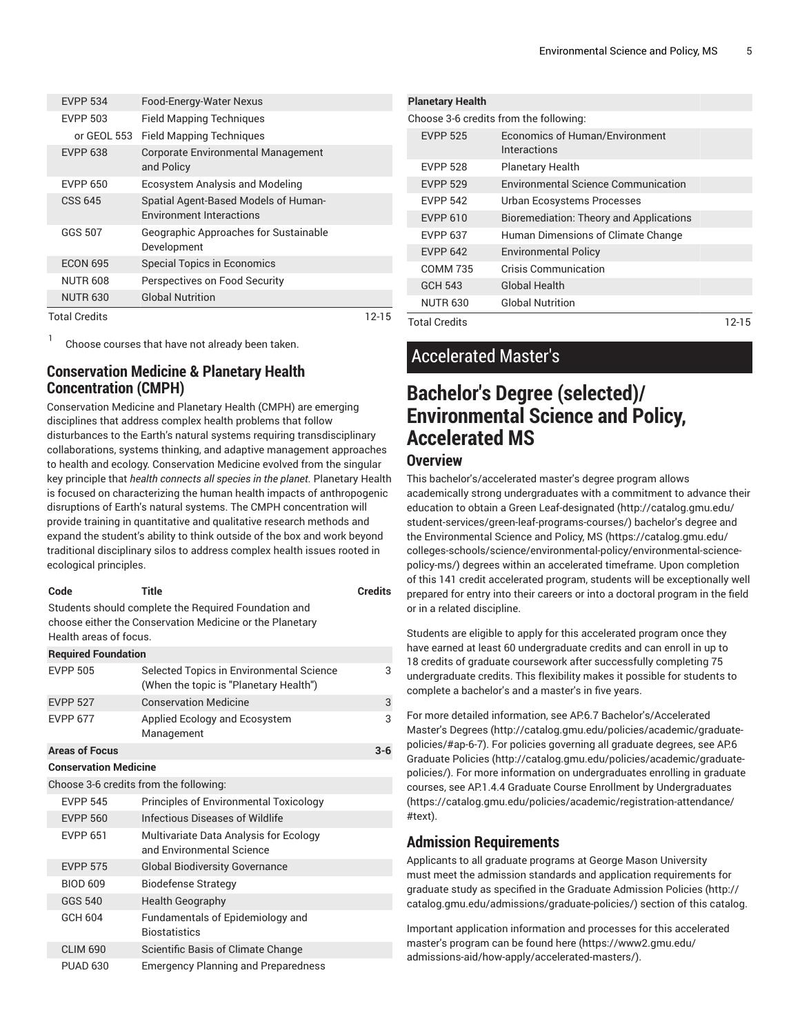| | | |
|---|---|---|
| EVPP 534 | Food-Energy-Water Nexus | |
| EVPP 503 | Field Mapping Techniques | |
| or GEOL 553 | Field Mapping Techniques | |
| EVPP 638 | Corporate Environmental Management and Policy | |
| EVPP 650 | Ecosystem Analysis and Modeling | |
| CSS 645 | Spatial Agent-Based Models of Human-Environment Interactions | |
| GGS 507 | Geographic Approaches for Sustainable Development | |
| ECON 695 | Special Topics in Economics | |
| NUTR 608 | Perspectives on Food Security | |
| NUTR 630 | Global Nutrition | |
| Total Credits | | 12-15 |

[1] Choose courses that have not already been taken.

### Conservation Medicine & Planetary Health Concentration (CMPH)

Conservation Medicine and Planetary Health (CMPH) are emerging disciplines that address complex health problems that follow disturbances to the Earth's natural systems requiring transdisciplinary collaborations, systems thinking, and adaptive management approaches to health and ecology. Conservation Medicine evolved from the singular key principle that *health connects all species in the planet.* Planetary Health is focused on characterizing the human health impacts of anthropogenic disruptions of Earth's natural systems. The CMPH concentration will provide training in quantitative and qualitative research methods and expand the student's ability to think outside of the box and work beyond traditional disciplinary silos to address complex health issues rooted in ecological principles.

| Code | Title | Credits |
|---|---|---|
| Students should complete the Required Foundation and choose either the Conservation Medicine or the Planetary Health areas of focus. | | |
| **Required Foundation** | | |
| EVPP 505 | Selected Topics in Environmental Science (When the topic is "Planetary Health") | 3 |
| EVPP 527 | Conservation Medicine | 3 |
| EVPP 677 | Applied Ecology and Ecosystem Management | 3 |
| **Areas of Focus** | | **3-6** |
| **Conservation Medicine** | | |
| Choose 3-6 credits from the following: | | |
| EVPP 545 | Principles of Environmental Toxicology | |
| EVPP 560 | Infectious Diseases of Wildlife | |
| EVPP 651 | Multivariate Data Analysis for Ecology and Environmental Science | |
| EVPP 575 | Global Biodiversity Governance | |
| BIOD 609 | Biodefense Strategy | |
| GGS 540 | Health Geography | |
| GCH 604 | Fundamentals of Epidemiology and Biostatistics | |
| CLIM 690 | Scientific Basis of Climate Change | |
| PUAD 630 | Emergency Planning and Preparedness | |
| **Planetary Health** | | |
| Choose 3-6 credits from the following: | | |
| EVPP 525 | Economics of Human/Environment Interactions | |
| EVPP 528 | Planetary Health | |
| EVPP 529 | Environmental Science Communication | |
| EVPP 542 | Urban Ecosystems Processes | |
| EVPP 610 | Bioremediation: Theory and Applications | |
| EVPP 637 | Human Dimensions of Climate Change | |
| EVPP 642 | Environmental Policy | |
| COMM 735 | Crisis Communication | |
| GCH 543 | Global Health | |
| NUTR 630 | Global Nutrition | |
| Total Credits | | 12-15 |

# Accelerated Master's

## Bachelor's Degree (selected)/ Environmental Science and Policy, Accelerated MS

### Overview

This bachelor's/accelerated master's degree program allows academically strong undergraduates with a commitment to advance their education to obtain a Green Leaf-designated (http://catalog.gmu.edu/student-services/green-leaf-programs-courses/) bachelor's degree and the Environmental Science and Policy, MS (https://catalog.gmu.edu/colleges-schools/science/environmental-policy/environmental-science-policy-ms/) degrees within an accelerated timeframe. Upon completion of this 141 credit accelerated program, students will be exceptionally well prepared for entry into their careers or into a doctoral program in the field or in a related discipline.

Students are eligible to apply for this accelerated program once they have earned at least 60 undergraduate credits and can enroll in up to 18 credits of graduate coursework after successfully completing 75 undergraduate credits. This flexibility makes it possible for students to complete a bachelor's and a master's in five years.

For more detailed information, see AP.6.7 Bachelor's/Accelerated Master's Degrees (http://catalog.gmu.edu/policies/academic/graduate-policies/#ap-6-7). For policies governing all graduate degrees, see AP.6 Graduate Policies (http://catalog.gmu.edu/policies/academic/graduate-policies/). For more information on undergraduates enrolling in graduate courses, see AP.1.4.4 Graduate Course Enrollment by Undergraduates (https://catalog.gmu.edu/policies/academic/registration-attendance/#text).

### Admission Requirements

Applicants to all graduate programs at George Mason University must meet the admission standards and application requirements for graduate study as specified in the Graduate Admission Policies (http://catalog.gmu.edu/admissions/graduate-policies/) section of this catalog.

Important application information and processes for this accelerated master's program can be found here (https://www2.gmu.edu/admissions-aid/how-apply/accelerated-masters/).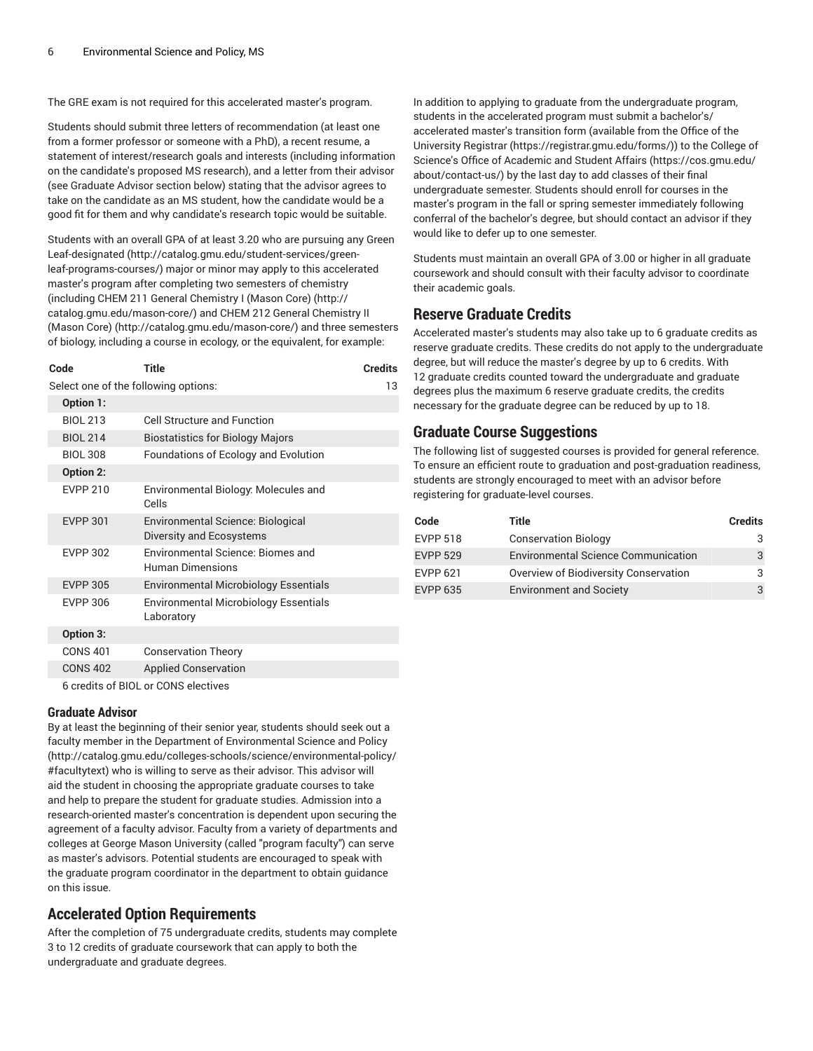The GRE exam is not required for this accelerated master's program.

Students should submit three letters of recommendation (at least one from a former professor or someone with a PhD), a recent resume, a statement of interest/research goals and interests (including information on the candidate's proposed MS research), and a letter from their advisor (see Graduate Advisor section below) stating that the advisor agrees to take on the candidate as an MS student, how the candidate would be a good fit for them and why candidate's research topic would be suitable.

Students with an overall GPA of at least 3.20 who are pursuing any Green Leaf-designated (http://catalog.gmu.edu/student-services/green-leaf-programs-courses/) major or minor may apply to this accelerated master's program after completing two semesters of chemistry (including CHEM 211 General Chemistry I (Mason Core) (http://catalog.gmu.edu/mason-core/) and CHEM 212 General Chemistry II (Mason Core) (http://catalog.gmu.edu/mason-core/) and three semesters of biology, including a course in ecology, or the equivalent, for example:

| Code | Title | Credits |
|---|---|---|
| Select one of the following options: | | 13 |
| **Option 1:** | | |
| BIOL 213 | Cell Structure and Function | |
| BIOL 214 | Biostatistics for Biology Majors | |
| BIOL 308 | Foundations of Ecology and Evolution | |
| **Option 2:** | | |
| EVPP 210 | Environmental Biology: Molecules and Cells | |
| EVPP 301 | Environmental Science: Biological Diversity and Ecosystems | |
| EVPP 302 | Environmental Science: Biomes and Human Dimensions | |
| EVPP 305 | Environmental Microbiology Essentials | |
| EVPP 306 | Environmental Microbiology Essentials Laboratory | |
| **Option 3:** | | |
| CONS 401 | Conservation Theory | |
| CONS 402 | Applied Conservation | |
| 6 credits of BIOL or CONS electives | | |

### Graduate Advisor

By at least the beginning of their senior year, students should seek out a faculty member in the Department of Environmental Science and Policy (http://catalog.gmu.edu/colleges-schools/science/environmental-policy/#facultytext) who is willing to serve as their advisor. This advisor will aid the student in choosing the appropriate graduate courses to take and help to prepare the student for graduate studies. Admission into a research-oriented master's concentration is dependent upon securing the agreement of a faculty advisor. Faculty from a variety of departments and colleges at George Mason University (called "program faculty") can serve as master's advisors. Potential students are encouraged to speak with the graduate program coordinator in the department to obtain guidance on this issue.

## Accelerated Option Requirements

After the completion of 75 undergraduate credits, students may complete 3 to 12 credits of graduate coursework that can apply to both the undergraduate and graduate degrees.

In addition to applying to graduate from the undergraduate program, students in the accelerated program must submit a bachelor's/accelerated master's transition form (available from the Office of the University Registrar (https://registrar.gmu.edu/forms/)) to the College of Science's Office of Academic and Student Affairs (https://cos.gmu.edu/about/contact-us/) by the last day to add classes of their final undergraduate semester. Students should enroll for courses in the master's program in the fall or spring semester immediately following conferral of the bachelor's degree, but should contact an advisor if they would like to defer up to one semester.

Students must maintain an overall GPA of 3.00 or higher in all graduate coursework and should consult with their faculty advisor to coordinate their academic goals.

## Reserve Graduate Credits

Accelerated master's students may also take up to 6 graduate credits as reserve graduate credits. These credits do not apply to the undergraduate degree, but will reduce the master's degree by up to 6 credits. With 12 graduate credits counted toward the undergraduate and graduate degrees plus the maximum 6 reserve graduate credits, the credits necessary for the graduate degree can be reduced by up to 18.

## Graduate Course Suggestions

The following list of suggested courses is provided for general reference. To ensure an efficient route to graduation and post-graduation readiness, students are strongly encouraged to meet with an advisor before registering for graduate-level courses.

| Code | Title | Credits |
|---|---|---|
| EVPP 518 | Conservation Biology | 3 |
| EVPP 529 | Environmental Science Communication | 3 |
| EVPP 621 | Overview of Biodiversity Conservation | 3 |
| EVPP 635 | Environment and Society | 3 |